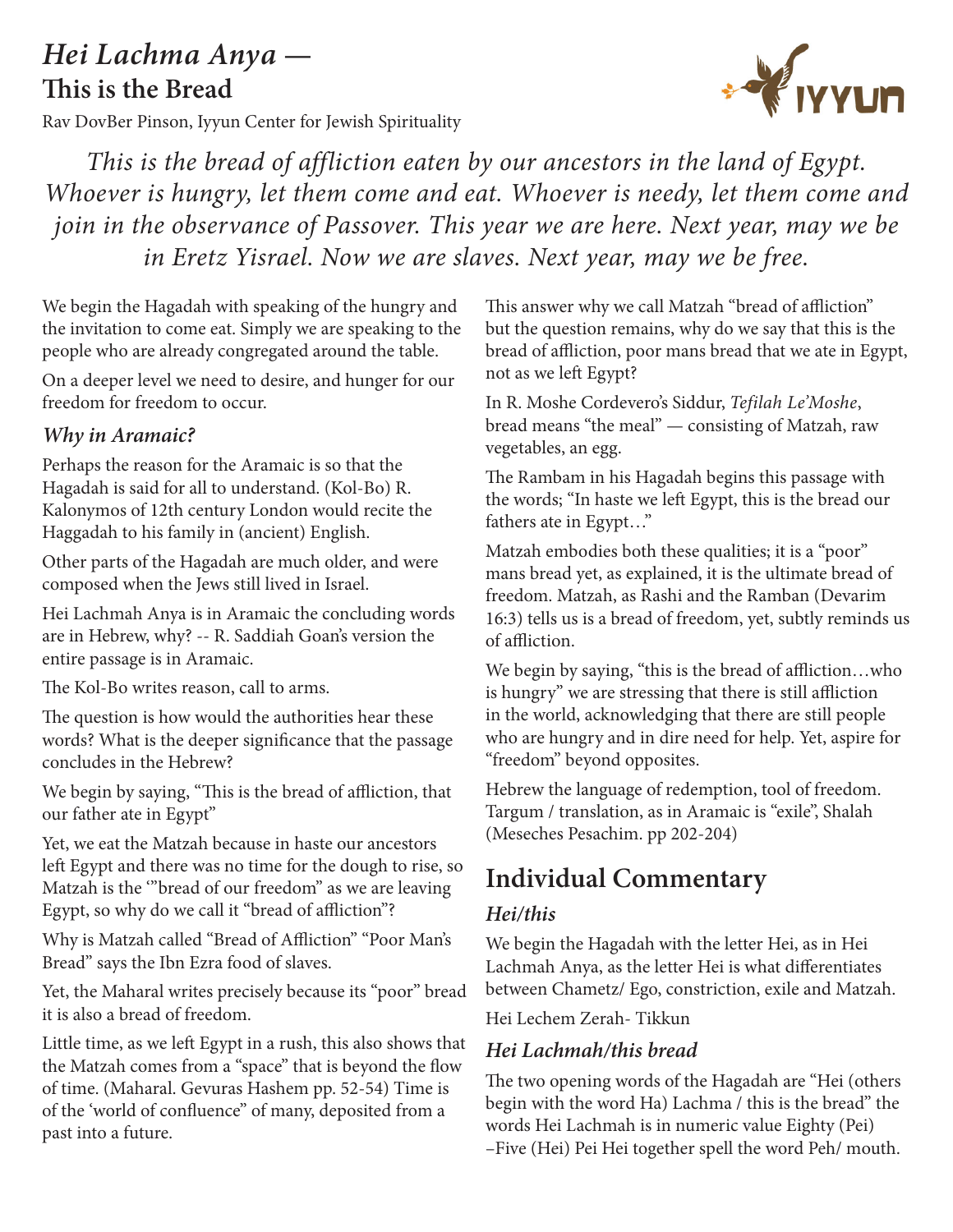# *Hei Lachma Anya —* This is the Bread

Rav DovBer Pinson, Iyyun Center for Jewish Spirituality

*This is the bread of affliction eaten by our ancestors in the land of Egypt. Whoever is hungry, let them come and eat. Whoever is needy, let them come and join in the observance of Passover. This year we are here. Next year, may we be in Eretz Yisrael. Now we are slaves. Next year, may we be free.*

We begin the Hagadah with speaking of the hungry and the invitation to come eat. Simply we are speaking to the people who are already congregated around the table.

On a deeper level we need to desire, and hunger for our freedom for freedom to occur.

### *Why in Aramaic?*

Perhaps the reason for the Aramaic is so that the Hagadah is said for all to understand. (Kol-Bo) R. Kalonymos of 12th century London would recite the Haggadah to his family in (ancient) English.

Other parts of the Hagadah are much older, and were composed when the Jews still lived in Israel.

Hei Lachmah Anya is in Aramaic the concluding words are in Hebrew, why? -- R. Saddiah Goan's version the entire passage is in Aramaic.

The Kol-Bo writes reason, call to arms.

The question is how would the authorities hear these words? What is the deeper significance that the passage concludes in the Hebrew?

We begin by saying, "This is the bread of affliction, that our father ate in Egypt"

Yet, we eat the Matzah because in haste our ancestors left Egypt and there was no time for the dough to rise, so Matzah is the '"bread of our freedom" as we are leaving Egypt, so why do we call it "bread of affliction"?

Why is Matzah called "Bread of Affliction" "Poor Man's Bread" says the Ibn Ezra food of slaves.

Yet, the Maharal writes precisely because its "poor" bread it is also a bread of freedom.

Little time, as we left Egypt in a rush, this also shows that the Matzah comes from a "space" that is beyond the flow of time. (Maharal. Gevuras Hashem pp. 52-54) Time is of the 'world of confluence" of many, deposited from a past into a future.

This answer why we call Matzah "bread of affliction" but the question remains, why do we say that this is the bread of affliction, poor mans bread that we ate in Egypt, not as we left Egypt?

In R. Moshe Cordevero's Siddur, *Tefilah Le'Moshe*, bread means "the meal" — consisting of Matzah, raw vegetables, an egg.

The Rambam in his Hagadah begins this passage with the words; "In haste we left Egypt, this is the bread our fathers ate in Egypt…"

Matzah embodies both these qualities; it is a "poor" mans bread yet, as explained, it is the ultimate bread of freedom. Matzah, as Rashi and the Ramban (Devarim 16:3) tells us is a bread of freedom, yet, subtly reminds us of affliction.

We begin by saying, "this is the bread of affliction…who is hungry" we are stressing that there is still affliction in the world, acknowledging that there are still people who are hungry and in dire need for help. Yet, aspire for "freedom" beyond opposites.

Hebrew the language of redemption, tool of freedom. Targum / translation, as in Aramaic is "exile", Shalah (Meseches Pesachim. pp 202-204)

## Individual Commentary

### *Hei/this*

We begin the Hagadah with the letter Hei, as in Hei Lachmah Anya, as the letter Hei is what differentiates between Chametz/ Ego, constriction, exile and Matzah.

Hei Lechem Zerah- Tikkun

### *Hei Lachmah/this bread*

The two opening words of the Hagadah are "Hei (others begin with the word Ha) Lachma / this is the bread" the words Hei Lachmah is in numeric value Eighty (Pei) –Five (Hei) Pei Hei together spell the word Peh/ mouth.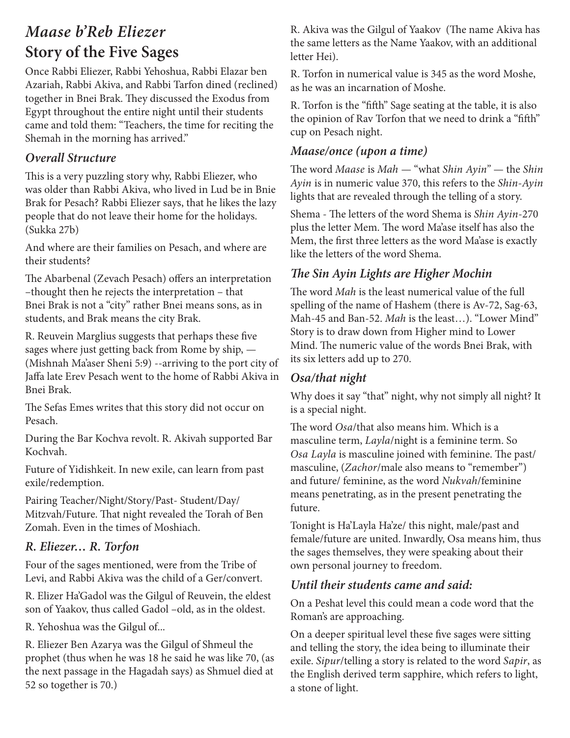# *Maase b'Reb Eliezer*
# Story of the Five Sages

Once Rabbi Eliezer, Rabbi Yehoshua, Rabbi Elazar ben Azariah, Rabbi Akiva, and Rabbi Tarfon dined (reclined) together in Bnei Brak. They discussed the Exodus from Egypt throughout the entire night until their students came and told them: "Teachers, the time for reciting the Shemah in the morning has arrived."

## *Overall Structure*

This is a very puzzling story why, Rabbi Eliezer, who was older than Rabbi Akiva, who lived in Lud be in Bnie Brak for Pesach? Rabbi Eliezer says, that he likes the lazy people that do not leave their home for the holidays. (Sukka 27b)

And where are their families on Pesach, and where are their students?

The Abarbenal (Zevach Pesach) offers an interpretation –thought then he rejects the interpretation – that Bnei Brak is not a "city" rather Bnei means sons, as in students, and Brak means the city Brak.

R. Reuvein Marglius suggests that perhaps these five sages where just getting back from Rome by ship, — (Mishnah Ma'aser Sheni 5:9) --arriving to the port city of Jaffa late Erev Pesach went to the home of Rabbi Akiva in Bnei Brak.

The Sefas Emes writes that this story did not occur on Pesach.

During the Bar Kochva revolt. R. Akivah supported Bar Kochvah.

Future of Yidishkeit. In new exile, can learn from past exile/redemption.

Pairing Teacher/Night/Story/Past- Student/Day/Mitzvah/Future. That night revealed the Torah of Ben Zomah. Even in the times of Moshiach.

## *R. Eliezer… R. Torfon*

Four of the sages mentioned, were from the Tribe of Levi, and Rabbi Akiva was the child of a Ger/convert.

R. Elizer Ha'Gadol was the Gilgul of Reuvein, the eldest son of Yaakov, thus called Gadol –old, as in the oldest.

R. Yehoshua was the Gilgul of...

R. Eliezer Ben Azarya was the Gilgul of Shmeul the prophet (thus when he was 18 he said he was like 70, (as the next passage in the Hagadah says) as Shmuel died at 52 so together is 70.)

R. Akiva was the Gilgul of Yaakov (The name Akiva has the same letters as the Name Yaakov, with an additional letter Hei).

R. Torfon in numerical value is 345 as the word Moshe, as he was an incarnation of Moshe.

R. Torfon is the "fifth" Sage seating at the table, it is also the opinion of Rav Torfon that we need to drink a "fifth" cup on Pesach night.

## *Maase/once (upon a time)*

The word *Maase* is *Mah* — "what *Shin Ayin*" — the *Shin Ayin* is in numeric value 370, this refers to the *Shin-Ayin* lights that are revealed through the telling of a story.

Shema - The letters of the word Shema is *Shin Ayin*-270 plus the letter Mem. The word Ma'ase itself has also the Mem, the first three letters as the word Ma'ase is exactly like the letters of the word Shema.

## *The Sin Ayin Lights are Higher Mochin*

The word *Mah* is the least numerical value of the full spelling of the name of Hashem (there is Av-72, Sag-63, Mah-45 and Ban-52. *Mah* is the least…). "Lower Mind" Story is to draw down from Higher mind to Lower Mind. The numeric value of the words Bnei Brak, with its six letters add up to 270.

## *Osa/that night*

Why does it say "that" night, why not simply all night? It is a special night.

The word *Osa*/that also means him. Which is a masculine term, *Layla*/night is a feminine term. So *Osa Layla* is masculine joined with feminine. The past/masculine, (*Zachor*/male also means to "remember") and future/ feminine, as the word *Nukvah*/feminine means penetrating, as in the present penetrating the future.

Tonight is Ha'Layla Ha'ze/ this night, male/past and female/future are united. Inwardly, Osa means him, thus the sages themselves, they were speaking about their own personal journey to freedom.

## *Until their students came and said:*

On a Peshat level this could mean a code word that the Roman's are approaching.

On a deeper spiritual level these five sages were sitting and telling the story, the idea being to illuminate their exile. *Sipur*/telling a story is related to the word *Sapir*, as the English derived term sapphire, which refers to light, a stone of light.